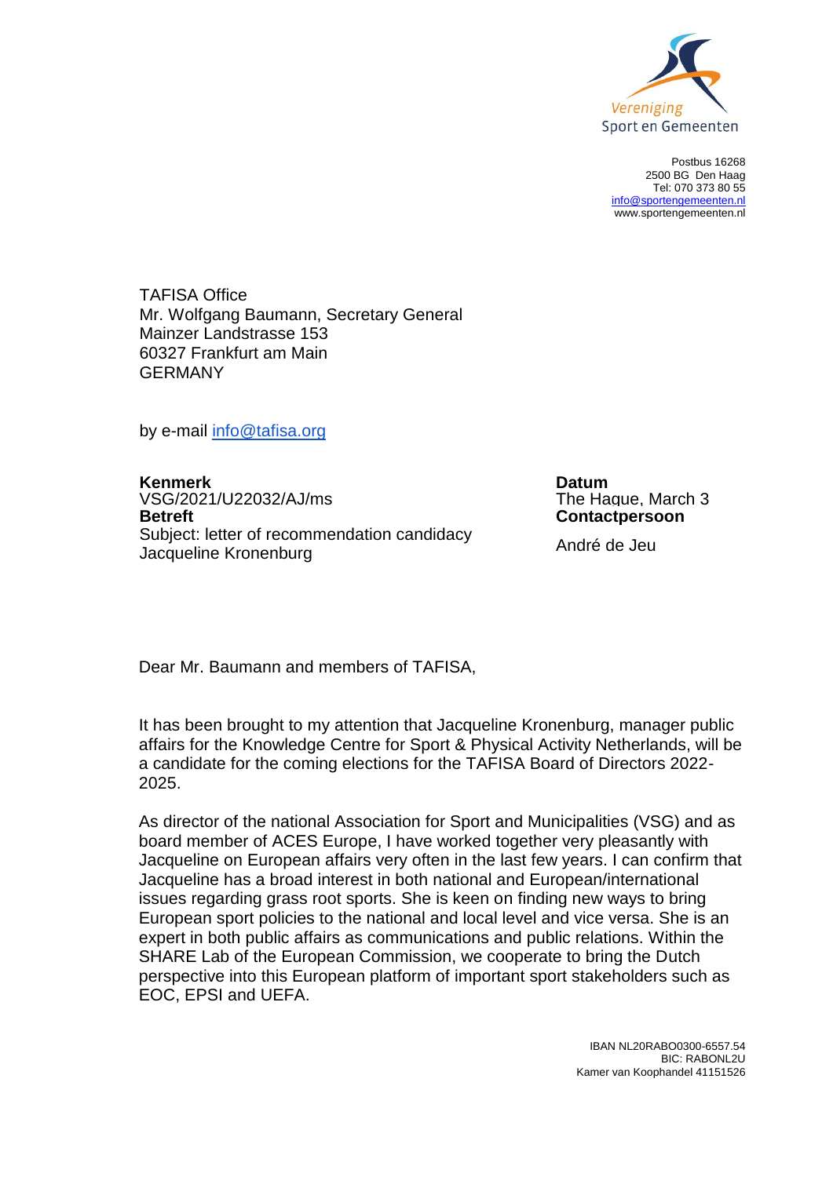Vereniging
Sport en Gemeenten

Postbus 16268
2500 BG Den Haag
Tel: 070 373 80 55
info@sportengemeenten.nl
www.sportengemeenten.nl

TAFISA Office
Mr. Wolfgang Baumann, Secretary General
Mainzer Landstrasse 153
60327 Frankfurt am Main
GERMANY

by e-mail info@tafisa.org

**Kenmerk**
VSG/2021/U22032/AJ/ms
**Betreft**
Subject: letter of recommendation candidacy Jacqueline Kronenburg

**Datum**
The Hague, March 3
**Contactpersoon**
André de Jeu

Dear Mr. Baumann and members of TAFISA,

It has been brought to my attention that Jacqueline Kronenburg, manager public affairs for the Knowledge Centre for Sport & Physical Activity Netherlands, will be a candidate for the coming elections for the TAFISA Board of Directors 2022-2025.

As director of the national Association for Sport and Municipalities (VSG) and as board member of ACES Europe, I have worked together very pleasantly with Jacqueline on European affairs very often in the last few years. I can confirm that Jacqueline has a broad interest in both national and European/international issues regarding grass root sports. She is keen on finding new ways to bring European sport policies to the national and local level and vice versa. She is an expert in both public affairs as communications and public relations. Within the SHARE Lab of the European Commission, we cooperate to bring the Dutch perspective into this European platform of important sport stakeholders such as EOC, EPSI and UEFA.

IBAN NL20RABO0300-6557.54
BIC: RABONL2U
Kamer van Koophandel 41151526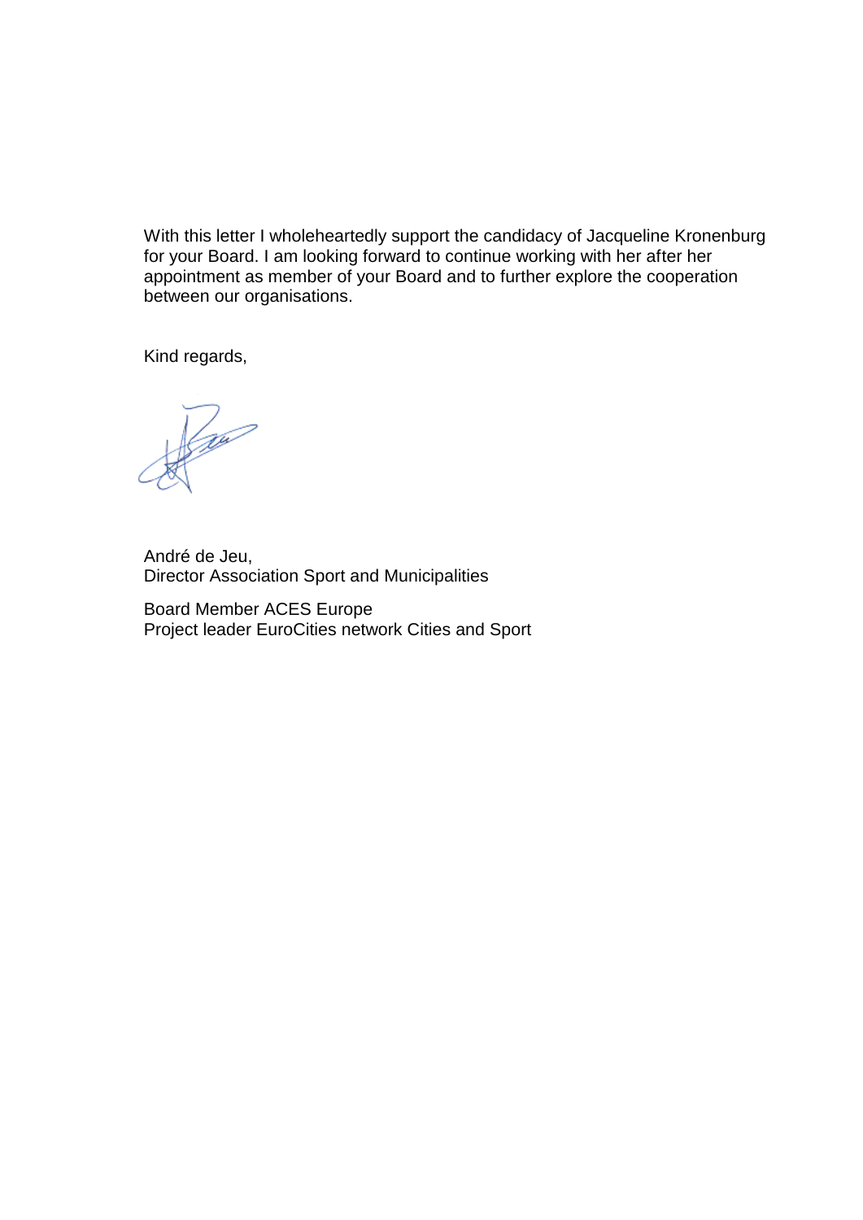With this letter I wholeheartedly support the candidacy of Jacqueline Kronenburg for your Board. I am looking forward to continue working with her after her appointment as member of your Board and to further explore the cooperation between our organisations.

Kind regards,

André de Jeu,
Director Association Sport and Municipalities

Board Member ACES Europe
Project leader EuroCities network Cities and Sport